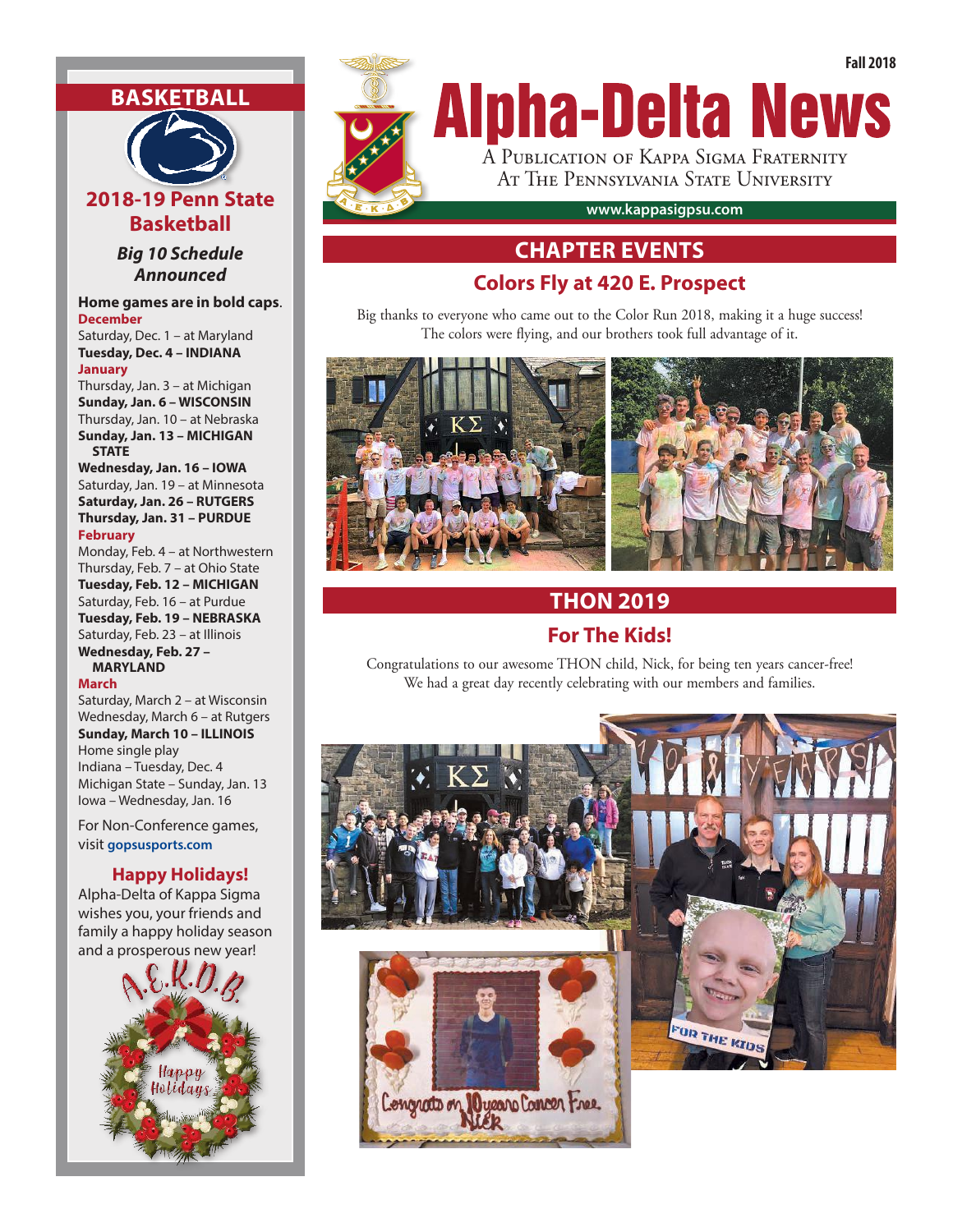Fall 2018

# Alpha-Delta News

A Publication of Kappa Sigma Fraternity
At The Pennsylvania State University

www.kappasigpsu.com

## CHAPTER EVENTS

### Colors Fly at 420 E. Prospect

Big thanks to everyone who came out to the Color Run 2018, making it a huge success! The colors were flying, and our brothers took full advantage of it.

## THON 2019

### For The Kids!

Congratulations to our awesome THON child, Nick, for being ten years cancer-free! We had a great day recently celebrating with our members and families.

## BASKETBALL

### 2018-19 Penn State Basketball

***Big 10 Schedule Announced***

**Home games are in bold caps.**

**December**

Saturday, Dec. 1 – at Maryland
**Tuesday, Dec. 4 – INDIANA**

**January**

Thursday, Jan. 3 – at Michigan
**Sunday, Jan. 6 – WISCONSIN**
Thursday, Jan. 10 – at Nebraska
**Sunday, Jan. 13 – MICHIGAN STATE**
**Wednesday, Jan. 16 – IOWA**
Saturday, Jan. 19 – at Minnesota
**Saturday, Jan. 26 – RUTGERS**
**Thursday, Jan. 31 – PURDUE**

**February**

Monday, Feb. 4 – at Northwestern
Thursday, Feb. 7 – at Ohio State
**Tuesday, Feb. 12 – MICHIGAN**
Saturday, Feb. 16 – at Purdue
**Tuesday, Feb. 19 – NEBRASKA**
Saturday, Feb. 23 – at Illinois
**Wednesday, Feb. 27 – MARYLAND**

**March**

Saturday, March 2 – at Wisconsin
Wednesday, March 6 – at Rutgers
**Sunday, March 10 – ILLINOIS**

Home single play
Indiana – Tuesday, Dec. 4
Michigan State – Sunday, Jan. 13
Iowa – Wednesday, Jan. 16

For Non-Conference games, visit **gopsusports.com**

### Happy Holidays!

Alpha-Delta of Kappa Sigma wishes you, your friends and family a happy holiday season and a prosperous new year!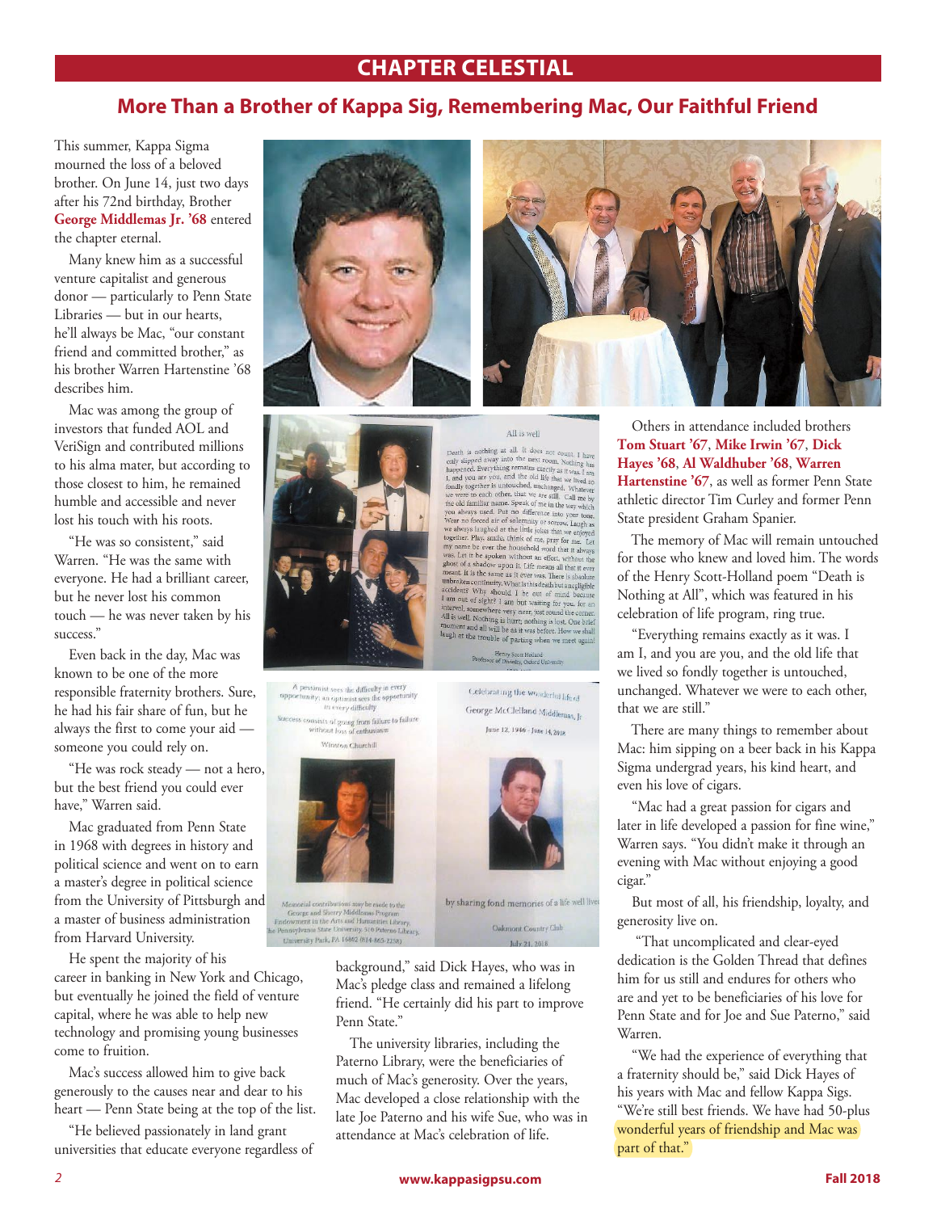## CHAPTER CELESTIAL

# More Than a Brother of Kappa Sig, Remembering Mac, Our Faithful Friend

This summer, Kappa Sigma mourned the loss of a beloved brother. On June 14, just two days after his 72nd birthday, Brother **George Middlemas Jr. '68** entered the chapter eternal.

Many knew him as a successful venture capitalist and generous donor — particularly to Penn State Libraries — but in our hearts, he'll always be Mac, "our constant friend and committed brother," as his brother Warren Hartenstine '68 describes him.

Mac was among the group of investors that funded AOL and VeriSign and contributed millions to his alma mater, but according to those closest to him, he remained humble and accessible and never lost his touch with his roots.

"He was so consistent," said Warren. "He was the same with everyone. He had a brilliant career, but he never lost his common touch — he was never taken by his success."

Even back in the day, Mac was known to be one of the more responsible fraternity brothers. Sure, he had his fair share of fun, but he always the first to come your aid — someone you could rely on.

"He was rock steady — not a hero, but the best friend you could ever have," Warren said.

Mac graduated from Penn State in 1968 with degrees in history and political science and went on to earn a master's degree in political science from the University of Pittsburgh and a master of business administration from Harvard University.

He spent the majority of his career in banking in New York and Chicago, but eventually he joined the field of venture capital, where he was able to help new technology and promising young businesses come to fruition.

Mac's success allowed him to give back generously to the causes near and dear to his heart — Penn State being at the top of the list.

"He believed passionately in land grant universities that educate everyone regardless of background," said Dick Hayes, who was in Mac's pledge class and remained a lifelong friend. "He certainly did his part to improve Penn State."

The university libraries, including the Paterno Library, were the beneficiaries of much of Mac's generosity. Over the years, Mac developed a close relationship with the late Joe Paterno and his wife Sue, who was in attendance at Mac's celebration of life.

Others in attendance included brothers **Tom Stuart '67**, **Mike Irwin '67**, **Dick Hayes '68**, **Al Waldhuber '68**, **Warren Hartenstine '67**, as well as former Penn State athletic director Tim Curley and former Penn State president Graham Spanier.

The memory of Mac will remain untouched for those who knew and loved him. The words of the Henry Scott-Holland poem "Death is Nothing at All", which was featured in his celebration of life program, ring true.

"Everything remains exactly as it was. I am I, and you are you, and the old life that we lived so fondly together is untouched, unchanged. Whatever we were to each other, that we are still."

There are many things to remember about Mac: him sipping on a beer back in his Kappa Sigma undergrad years, his kind heart, and even his love of cigars.

"Mac had a great passion for cigars and later in life developed a passion for fine wine," Warren says. "You didn't make it through an evening with Mac without enjoying a good cigar."

But most of all, his friendship, loyalty, and generosity live on.

"That uncomplicated and clear-eyed dedication is the Golden Thread that defines him for us still and endures for others who are and yet to be beneficiaries of his love for Penn State and for Joe and Sue Paterno," said Warren.

"We had the experience of everything that a fraternity should be," said Dick Hayes of his years with Mac and fellow Kappa Sigs. "We're still best friends. We have had 50-plus wonderful years of friendship and Mac was part of that."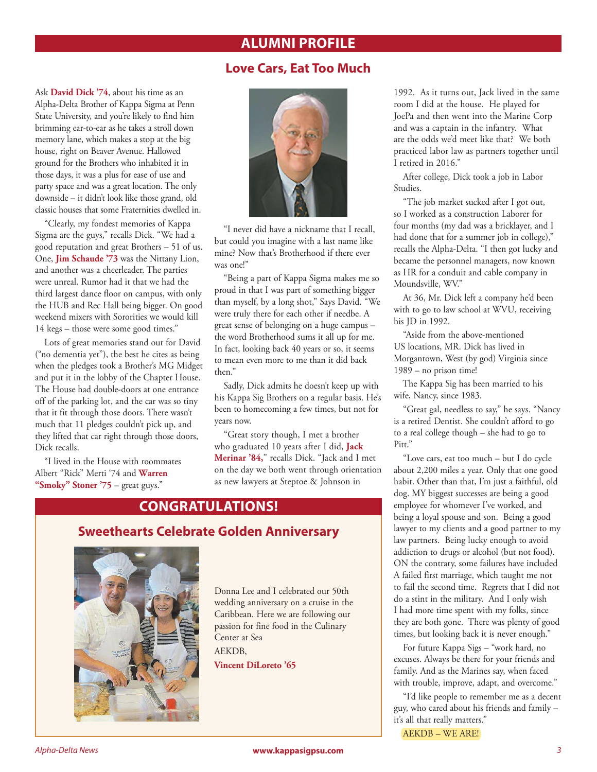# ALUMNI PROFILE

## Love Cars, Eat Too Much

Ask **David Dick '74**, about his time as an Alpha-Delta Brother of Kappa Sigma at Penn State University, and you're likely to find him brimming ear-to-ear as he takes a stroll down memory lane, which makes a stop at the big house, right on Beaver Avenue. Hallowed ground for the Brothers who inhabited it in those days, it was a plus for ease of use and party space and was a great location. The only downside – it didn't look like those grand, old classic houses that some Fraternities dwelled in.

"Clearly, my fondest memories of Kappa Sigma are the guys," recalls Dick. "We had a good reputation and great Brothers – 51 of us. One, **Jim Schaude '73** was the Nittany Lion, and another was a cheerleader. The parties were unreal. Rumor had it that we had the third largest dance floor on campus, with only the HUB and Rec Hall being bigger. On good weekend mixers with Sororities we would kill 14 kegs – those were some good times."

Lots of great memories stand out for David ("no dementia yet"), the best he cites as being when the pledges took a Brother's MG Midget and put it in the lobby of the Chapter House. The House had double-doors at one entrance off of the parking lot, and the car was so tiny that it fit through those doors. There wasn't much that 11 pledges couldn't pick up, and they lifted that car right through those doors, Dick recalls.

"I lived in the House with roommates Albert "Rick" Merti '74 and **Warren "Smoky" Stoner '75** – great guys."

"I never did have a nickname that I recall, but could you imagine with a last name like mine? Now that's Brotherhood if there ever was one!"

"Being a part of Kappa Sigma makes me so proud in that I was part of something bigger than myself, by a long shot," Says David. "We were truly there for each other if needbe. A great sense of belonging on a huge campus – the word Brotherhood sums it all up for me. In fact, looking back 40 years or so, it seems to mean even more to me than it did back then."

Sadly, Dick admits he doesn't keep up with his Kappa Sig Brothers on a regular basis. He's been to homecoming a few times, but not for years now.

"Great story though, I met a brother who graduated 10 years after I did, **Jack Merinar '84,**" recalls Dick. "Jack and I met on the day we both went through orientation as new lawyers at Steptoe & Johnson in 1992. As it turns out, Jack lived in the same room I did at the house. He played for JoePa and then went into the Marine Corp and was a captain in the infantry. What are the odds we'd meet like that? We both practiced labor law as partners together until I retired in 2016."

After college, Dick took a job in Labor Studies.

"The job market sucked after I got out, so I worked as a construction Laborer for four months (my dad was a bricklayer, and I had done that for a summer job in college)," recalls the Alpha-Delta. "I then got lucky and became the personnel managers, now known as HR for a conduit and cable company in Moundsville, WV."

At 36, Mr. Dick left a company he'd been with to go to law school at WVU, receiving his JD in 1992.

"Aside from the above-mentioned US locations, MR. Dick has lived in Morgantown, West (by god) Virginia since 1989 – no prison time!

The Kappa Sig has been married to his wife, Nancy, since 1983.

"Great gal, needless to say," he says. "Nancy is a retired Dentist. She couldn't afford to go to a real college though – she had to go to Pitt."

"Love cars, eat too much – but I do cycle about 2,200 miles a year. Only that one good habit. Other than that, I'm just a faithful, old dog. MY biggest successes are being a good employee for whomever I've worked, and being a loyal spouse and son. Being a good lawyer to my clients and a good partner to my law partners. Being lucky enough to avoid addiction to drugs or alcohol (but not food). ON the contrary, some failures have included A failed first marriage, which taught me not to fail the second time. Regrets that I did not do a stint in the military. And I only wish I had more time spent with my folks, since they are both gone. There was plenty of good times, but looking back it is never enough."

For future Kappa Sigs – "work hard, no excuses. Always be there for your friends and family. And as the Marines say, when faced with trouble, improve, adapt, and overcome."

"I'd like people to remember me as a decent guy, who cared about his friends and family – it's all that really matters."

AEKDB – WE ARE!

# CONGRATULATIONS!

## Sweethearts Celebrate Golden Anniversary

Donna Lee and I celebrated our 50th wedding anniversary on a cruise in the Caribbean. Here we are following our passion for fine food in the Culinary Center at Sea

AEKDB,

**Vincent DiLoreto '65**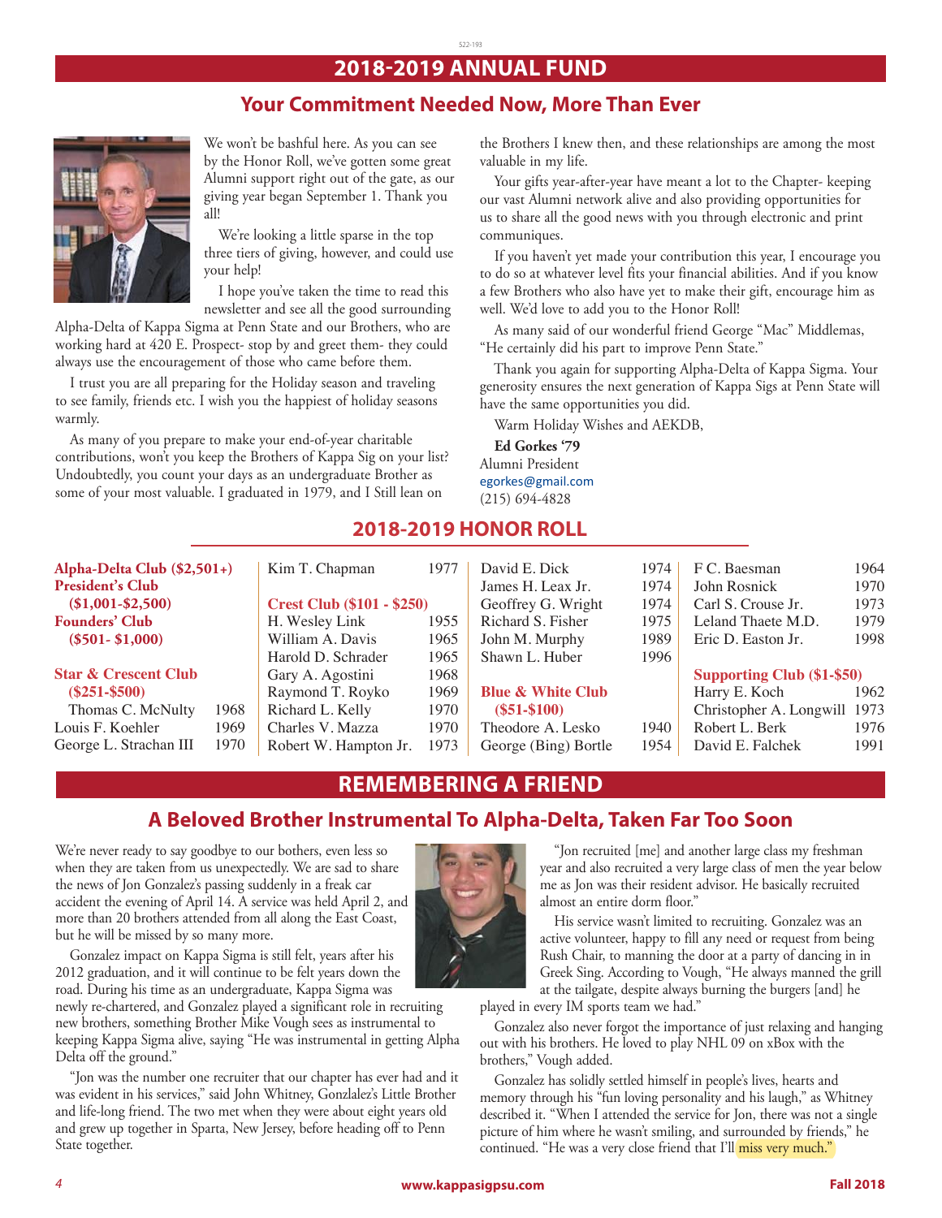# 2018-2019 ANNUAL FUND

## Your Commitment Needed Now, More Than Ever

We won't be bashful here. As you can see by the Honor Roll, we've gotten some great Alumni support right out of the gate, as our giving year began September 1. Thank you all!

We're looking a little sparse in the top three tiers of giving, however, and could use your help!

I hope you've taken the time to read this newsletter and see all the good surrounding Alpha-Delta of Kappa Sigma at Penn State and our Brothers, who are working hard at 420 E. Prospect- stop by and greet them- they could always use the encouragement of those who came before them.

I trust you are all preparing for the Holiday season and traveling to see family, friends etc. I wish you the happiest of holiday seasons warmly.

As many of you prepare to make your end-of-year charitable contributions, won't you keep the Brothers of Kappa Sig on your list? Undoubtedly, you count your days as an undergraduate Brother as some of your most valuable. I graduated in 1979, and I Still lean on the Brothers I knew then, and these relationships are among the most valuable in my life.

Your gifts year-after-year have meant a lot to the Chapter- keeping our vast Alumni network alive and also providing opportunities for us to share all the good news with you through electronic and print communiques.

If you haven't yet made your contribution this year, I encourage you to do so at whatever level fits your financial abilities. And if you know a few Brothers who also have yet to make their gift, encourage him as well. We'd love to add you to the Honor Roll!

As many said of our wonderful friend George "Mac" Middlemas, "He certainly did his part to improve Penn State."

Thank you again for supporting Alpha-Delta of Kappa Sigma. Your generosity ensures the next generation of Kappa Sigs at Penn State will have the same opportunities you did.

Warm Holiday Wishes and AEKDB,

**Ed Gorkes '79**
Alumni President
egorkes@gmail.com
(215) 694-4828

## 2018-2019 HONOR ROLL

**Alpha-Delta Club ($2,501+)**

**President's Club ($1,001-$2,500)**

**Founders' Club ($501- $1,000)**

**Star & Crescent Club ($251-$500)**

Thomas C. McNulty 1968
Louis F. Koehler 1969
George L. Strachan III 1970
Kim T. Chapman 1977

**Crest Club ($101 - $250)**

H. Wesley Link 1955
William A. Davis 1965
Harold D. Schrader 1965
Gary A. Agostini 1968
Raymond T. Royko 1969
Richard L. Kelly 1970
Charles V. Mazza 1970
Robert W. Hampton Jr. 1973
David E. Dick 1974
James H. Leax Jr. 1974
Geoffrey G. Wright 1974
Richard S. Fisher 1975
John M. Murphy 1989
Shawn L. Huber 1996

**Blue & White Club ($51-$100)**

Theodore A. Lesko 1940
George (Bing) Bortle 1954
F C. Baesman 1964
John Rosnick 1970
Carl S. Crouse Jr. 1973
Leland Thaete M.D. 1979
Eric D. Easton Jr. 1998

**Supporting Club ($1-$50)**

Harry E. Koch 1962
Christopher A. Longwill 1973
Robert L. Berk 1976
David E. Falchek 1991

# REMEMBERING A FRIEND

## A Beloved Brother Instrumental To Alpha-Delta, Taken Far Too Soon

We're never ready to say goodbye to our bothers, even less so when they are taken from us unexpectedly. We are sad to share the news of Jon Gonzalez's passing suddenly in a freak car accident the evening of April 14. A service was held April 2, and more than 20 brothers attended from all along the East Coast, but he will be missed by so many more.

Gonzalez impact on Kappa Sigma is still felt, years after his 2012 graduation, and it will continue to be felt years down the road. During his time as an undergraduate, Kappa Sigma was newly re-chartered, and Gonzalez played a significant role in recruiting new brothers, something Brother Mike Vough sees as instrumental to keeping Kappa Sigma alive, saying "He was instrumental in getting Alpha Delta off the ground."

"Jon was the number one recruiter that our chapter has ever had and it was evident in his services," said John Whitney, Gonzlalez's Little Brother and life-long friend. The two met when they were about eight years old and grew up together in Sparta, New Jersey, before heading off to Penn State together.

"Jon recruited [me] and another large class my freshman year and also recruited a very large class of men the year below me as Jon was their resident advisor. He basically recruited almost an entire dorm floor."

His service wasn't limited to recruiting. Gonzalez was an active volunteer, happy to fill any need or request from being Rush Chair, to manning the door at a party of dancing in in Greek Sing. According to Vough, "He always manned the grill at the tailgate, despite always burning the burgers [and] he played in every IM sports team we had."

Gonzalez also never forgot the importance of just relaxing and hanging out with his brothers. He loved to play NHL 09 on xBox with the brothers," Vough added.

Gonzalez has solidly settled himself in people's lives, hearts and memory through his "fun loving personality and his laugh," as Whitney described it. "When I attended the service for Jon, there was not a single picture of him where he wasn't smiling, and surrounded by friends," he continued. "He was a very close friend that I'll miss very much."